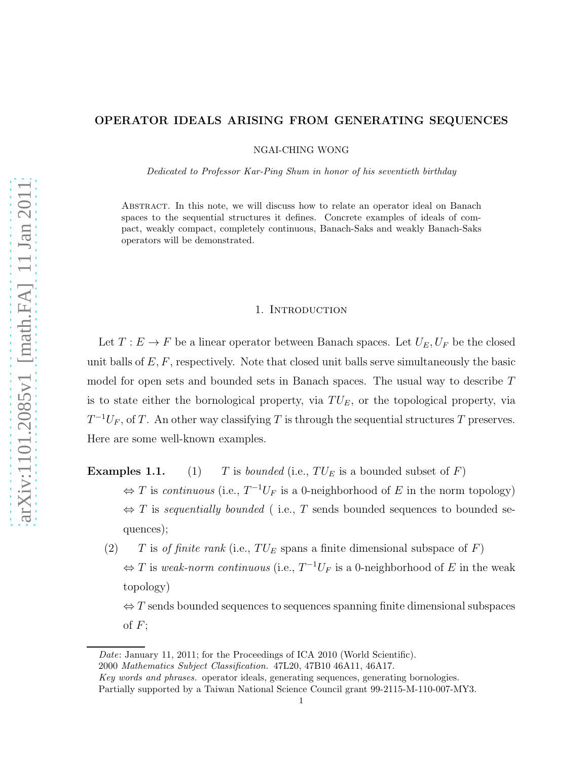# OPERATOR IDEALS ARISING FROM GENERATING SEQUENCES

NGAI-CHING WONG

*Dedicated to Professor Kar-Ping Shum in honor of his seventieth birthday*

Abstract. In this note, we will discuss how to relate an operator ideal on Banach spaces to the sequential structures it defines. Concrete examples of ideals of compact, weakly compact, completely continuous, Banach-Saks and weakly Banach-Saks operators will be demonstrated.

## 1. Introduction

Let $T : E \to F$ be a linear operator between Banach spaces. Let $U_E, U_F$ be the closed unit balls of $E, F$, respectively. Note that closed unit balls serve simultaneously the basic model for open sets and bounded sets in Banach spaces. The usual way to describe $T$ is to state either the bornological property, via $TU_E$, or the topological property, via $T^{-1}U_F$, of $T$. An other way classifying $T$ is through the sequential structures $T$ preserves. Here are some well-known examples.

**Examples 1.1.** (1) $T$ is *bounded* (i.e., $TU_E$ is a bounded subset of $F$)

$\Leftrightarrow$ $T$ is *continuous* (i.e., $T^{-1}U_F$ is a 0-neighborhood of $E$ in the norm topology)

$\Leftrightarrow$ $T$ is *sequentially bounded* ( i.e., $T$ sends bounded sequences to bounded sequences);

(2) $T$ is *of finite rank* (i.e., $TU_E$ spans a finite dimensional subspace of $F$)

$\Leftrightarrow$ $T$ is *weak-norm continuous* (i.e., $T^{-1}U_F$ is a 0-neighborhood of $E$ in the weak topology)

$\Leftrightarrow$ $T$ sends bounded sequences to sequences spanning finite dimensional subspaces of $F$;

---

*Date*: January 11, 2011; for the Proceedings of ICA 2010 (World Scientific).

2000 *Mathematics Subject Classification.* 47L20, 47B10 46A11, 46A17.

*Key words and phrases.* operator ideals, generating sequences, generating bornologies.

Partially supported by a Taiwan National Science Council grant 99-2115-M-110-007-MY3.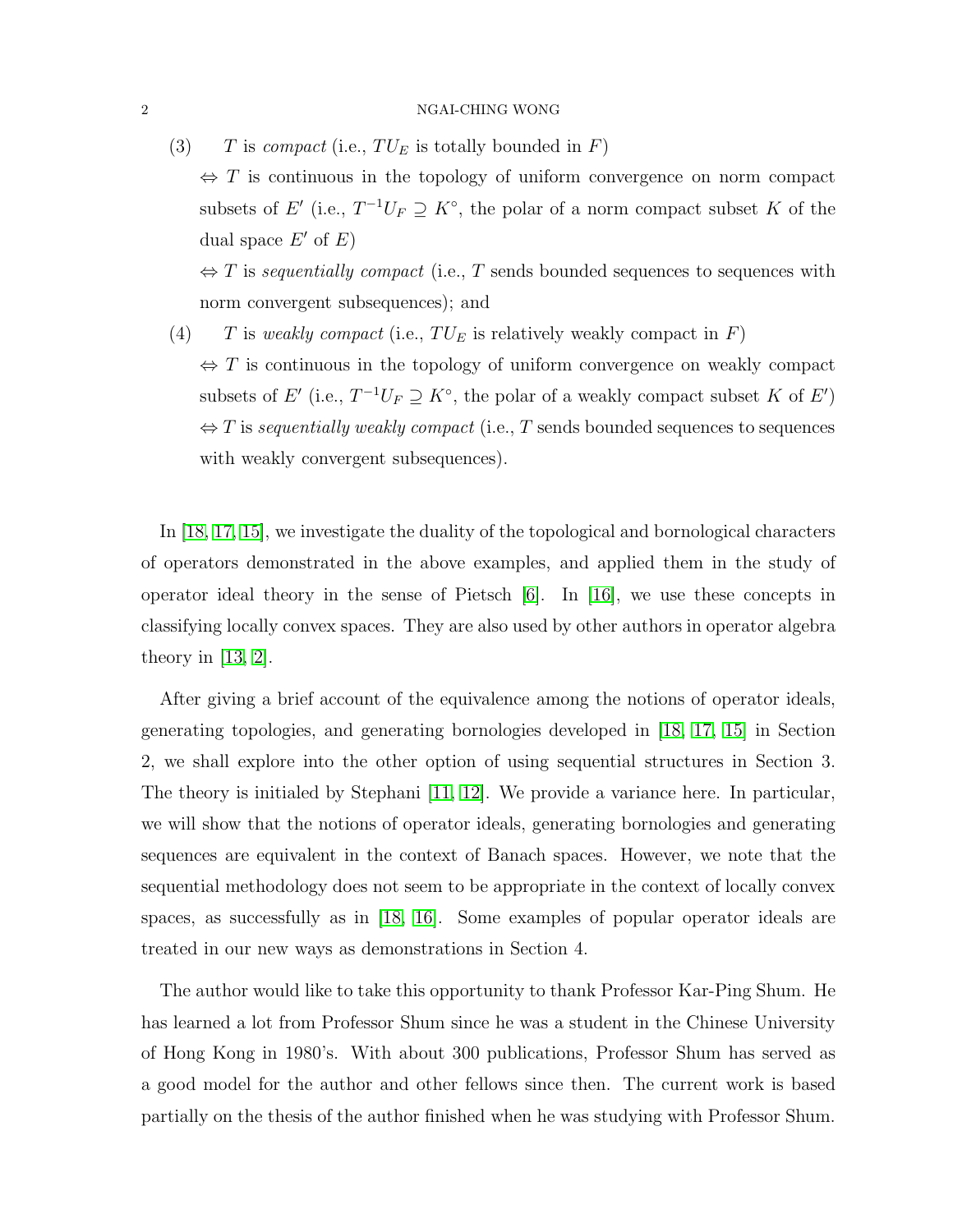(3) $T$ is *compact* (i.e., $TU_E$ is totally bounded in $F$)

$\Leftrightarrow$ $T$ is continuous in the topology of uniform convergence on norm compact subsets of $E'$ (i.e., $T^{-1}U_F \supseteq K^\circ$, the polar of a norm compact subset $K$ of the dual space $E'$ of $E$)

$\Leftrightarrow$ $T$ is *sequentially compact* (i.e., $T$ sends bounded sequences to sequences with norm convergent subsequences); and

(4) $T$ is *weakly compact* (i.e., $TU_E$ is relatively weakly compact in $F$)

$\Leftrightarrow$ $T$ is continuous in the topology of uniform convergence on weakly compact subsets of $E'$ (i.e., $T^{-1}U_F \supseteq K^\circ$, the polar of a weakly compact subset $K$ of $E'$)

$\Leftrightarrow$ $T$ is *sequentially weakly compact* (i.e., $T$ sends bounded sequences to sequences with weakly convergent subsequences).

In [18, 17, 15], we investigate the duality of the topological and bornological characters of operators demonstrated in the above examples, and applied them in the study of operator ideal theory in the sense of Pietsch [6]. In [16], we use these concepts in classifying locally convex spaces. They are also used by other authors in operator algebra theory in [13, 2].

After giving a brief account of the equivalence among the notions of operator ideals, generating topologies, and generating bornologies developed in [18, 17, 15] in Section 2, we shall explore into the other option of using sequential structures in Section 3. The theory is initialed by Stephani [11, 12]. We provide a variance here. In particular, we will show that the notions of operator ideals, generating bornologies and generating sequences are equivalent in the context of Banach spaces. However, we note that the sequential methodology does not seem to be appropriate in the context of locally convex spaces, as successfully as in [18, 16]. Some examples of popular operator ideals are treated in our new ways as demonstrations in Section 4.

The author would like to take this opportunity to thank Professor Kar-Ping Shum. He has learned a lot from Professor Shum since he was a student in the Chinese University of Hong Kong in 1980's. With about 300 publications, Professor Shum has served as a good model for the author and other fellows since then. The current work is based partially on the thesis of the author finished when he was studying with Professor Shum.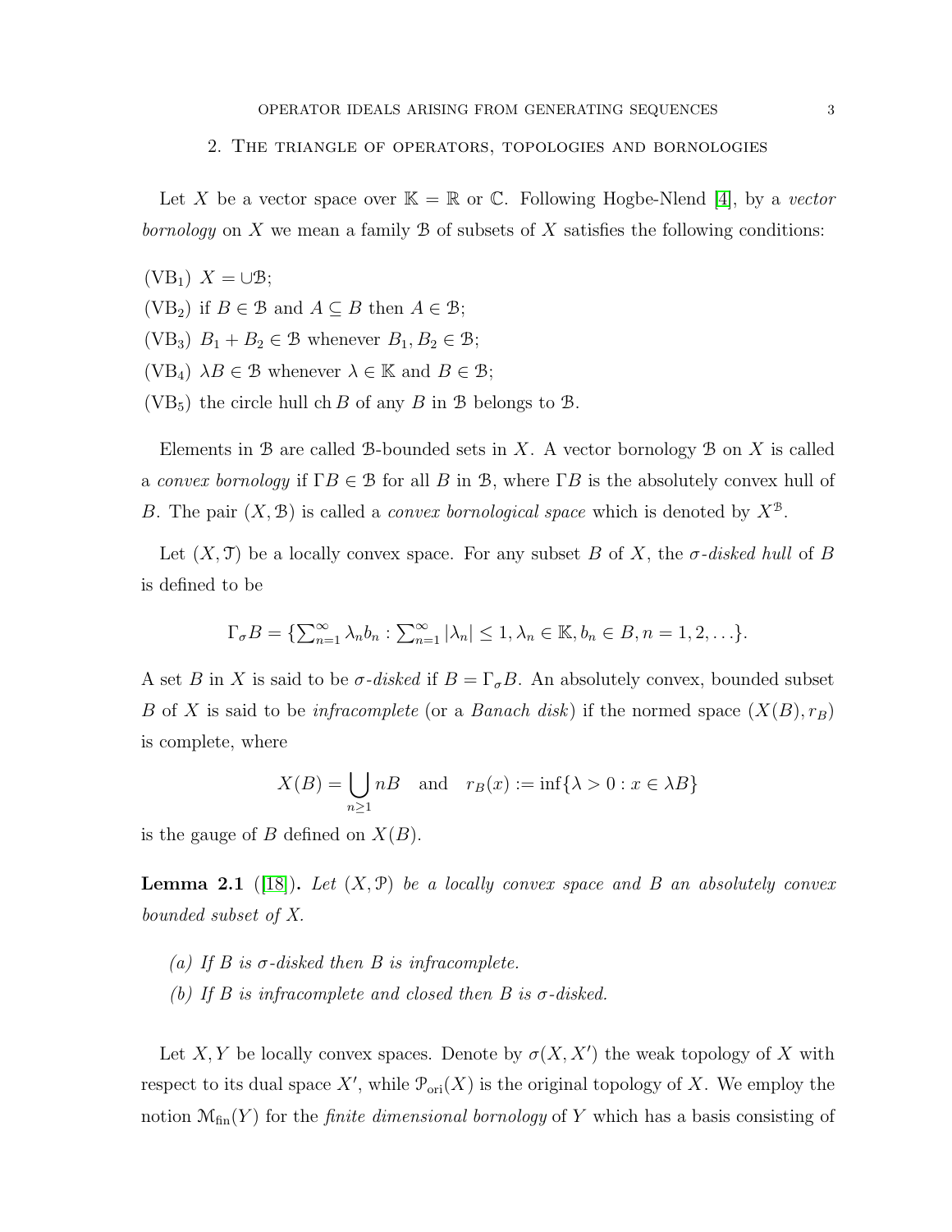## 2. The triangle of operators, topologies and bornologies

Let $X$ be a vector space over $\mathbb{K} = \mathbb{R}$ or $\mathbb{C}$. Following Hogbe-Nlend [4], by a *vector bornology* on $X$ we mean a family $\mathcal{B}$ of subsets of $X$ satisfies the following conditions:

($\text{VB}_1$) $X = \cup\mathcal{B}$;
($\text{VB}_2$) if $B \in \mathcal{B}$ and $A \subseteq B$ then $A \in \mathcal{B}$;
($\text{VB}_3$) $B_1 + B_2 \in \mathcal{B}$ whenever $B_1, B_2 \in \mathcal{B}$;
($\text{VB}_4$) $\lambda B \in \mathcal{B}$ whenever $\lambda \in \mathbb{K}$ and $B \in \mathcal{B}$;
($\text{VB}_5$) the circle hull $\operatorname{ch} B$ of any $B$ in $\mathcal{B}$ belongs to $\mathcal{B}$.

Elements in $\mathcal{B}$ are called $\mathcal{B}$-bounded sets in $X$. A vector bornology $\mathcal{B}$ on $X$ is called a *convex bornology* if $\Gamma B \in \mathcal{B}$ for all $B$ in $\mathcal{B}$, where $\Gamma B$ is the absolutely convex hull of $B$. The pair $(X, \mathcal{B})$ is called a *convex bornological space* which is denoted by $X^{\mathcal{B}}$.

Let $(X, \mathcal{T})$ be a locally convex space. For any subset $B$ of $X$, the *$\sigma$-disked hull* of $B$ is defined to be

$$\Gamma_\sigma B = \{\textstyle\sum_{n=1}^\infty \lambda_n b_n : \sum_{n=1}^\infty |\lambda_n| \leq 1, \lambda_n \in \mathbb{K}, b_n \in B, n = 1, 2, \ldots\}.$$

A set $B$ in $X$ is said to be *$\sigma$-disked* if $B = \Gamma_\sigma B$. An absolutely convex, bounded subset $B$ of $X$ is said to be *infracomplete* (or a *Banach disk*) if the normed space $(X(B), r_B)$ is complete, where

$$X(B) = \bigcup_{n \geq 1} nB \quad \text{and} \quad r_B(x) := \inf\{\lambda > 0 : x \in \lambda B\}$$

is the gauge of $B$ defined on $X(B)$.

**Lemma 2.1** ([18])**.** *Let $(X, \mathcal{P})$ be a locally convex space and $B$ an absolutely convex bounded subset of $X$.*

*(a) If $B$ is $\sigma$-disked then $B$ is infracomplete.*

*(b) If $B$ is infracomplete and closed then $B$ is $\sigma$-disked.*

Let $X, Y$ be locally convex spaces. Denote by $\sigma(X, X')$ the weak topology of $X$ with respect to its dual space $X'$, while $\mathcal{P}_{\text{ori}}(X)$ is the original topology of $X$. We employ the notion $\mathcal{M}_{\text{fin}}(Y)$ for the *finite dimensional bornology* of $Y$ which has a basis consisting of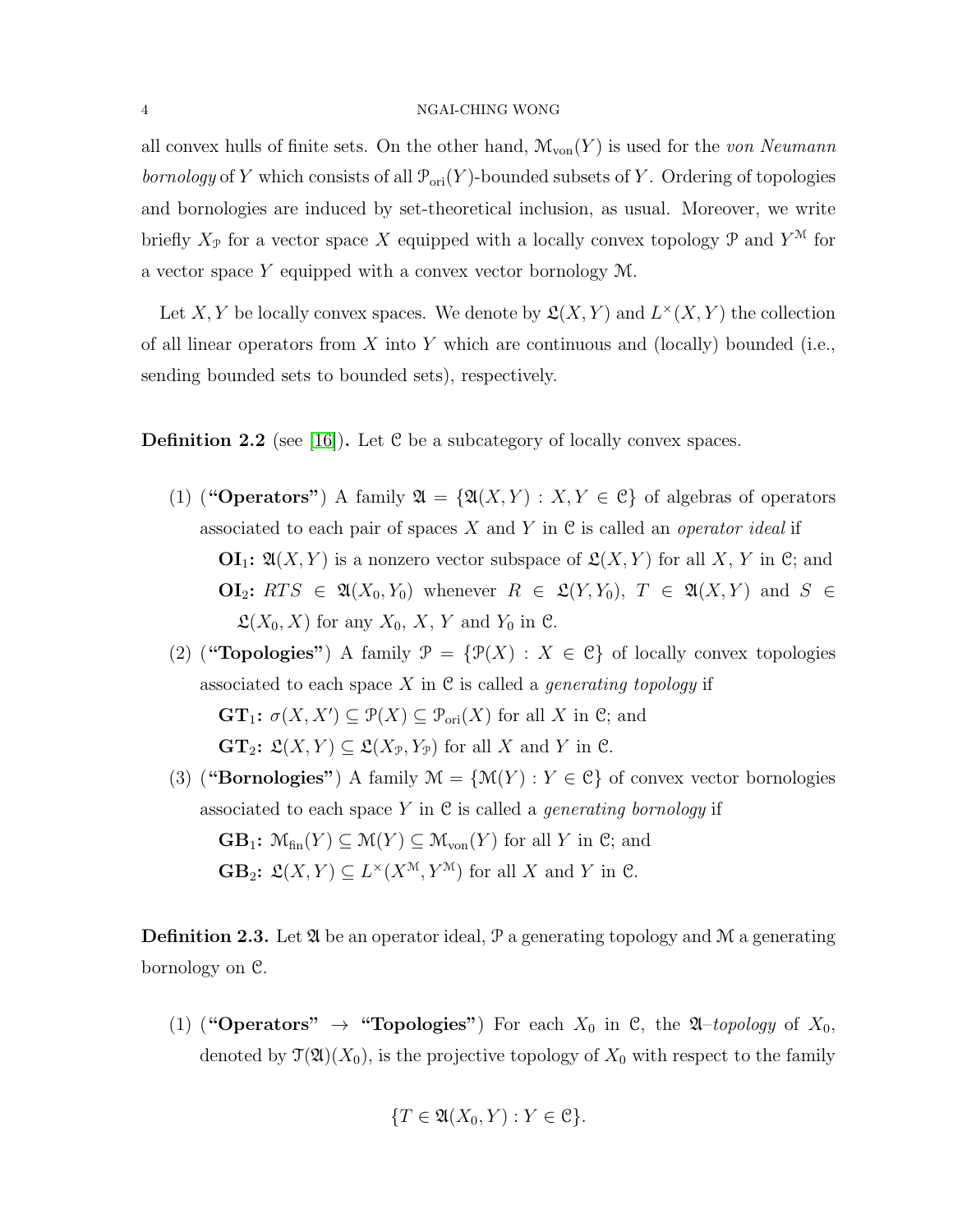all convex hulls of finite sets. On the other hand, $\mathcal{M}_{\text{von}}(Y)$ is used for the *von Neumann bornology* of $Y$ which consists of all $\mathcal{P}_{\text{ori}}(Y)$-bounded subsets of $Y$. Ordering of topologies and bornologies are induced by set-theoretical inclusion, as usual. Moreover, we write briefly $X_{\mathcal{P}}$ for a vector space $X$ equipped with a locally convex topology $\mathcal{P}$ and $Y^{\mathcal{M}}$ for a vector space $Y$ equipped with a convex vector bornology $\mathcal{M}$.

Let $X, Y$ be locally convex spaces. We denote by $\mathfrak{L}(X, Y)$ and $L^{\times}(X, Y)$ the collection of all linear operators from $X$ into $Y$ which are continuous and (locally) bounded (i.e., sending bounded sets to bounded sets), respectively.

**Definition 2.2** (see [16])**.** Let $\mathcal{C}$ be a subcategory of locally convex spaces.

(1) (**"Operators"**) A family $\mathfrak{A} = \{\mathfrak{A}(X, Y) : X, Y \in \mathcal{C}\}$ of algebras of operators associated to each pair of spaces $X$ and $Y$ in $\mathcal{C}$ is called an *operator ideal* if

**OI$_1$:** $\mathfrak{A}(X, Y)$ is a nonzero vector subspace of $\mathfrak{L}(X, Y)$ for all $X$, $Y$ in $\mathcal{C}$; and

**OI$_2$:** $RTS \in \mathfrak{A}(X_0, Y_0)$ whenever $R \in \mathfrak{L}(Y, Y_0)$, $T \in \mathfrak{A}(X, Y)$ and $S \in \mathfrak{L}(X_0, X)$ for any $X_0$, $X$, $Y$ and $Y_0$ in $\mathcal{C}$.

(2) (**"Topologies"**) A family $\mathcal{P} = \{\mathcal{P}(X) : X \in \mathcal{C}\}$ of locally convex topologies associated to each space $X$ in $\mathcal{C}$ is called a *generating topology* if

**GT$_1$:** $\sigma(X, X') \subseteq \mathcal{P}(X) \subseteq \mathcal{P}_{\text{ori}}(X)$ for all $X$ in $\mathcal{C}$; and

**GT$_2$:** $\mathfrak{L}(X, Y) \subseteq \mathfrak{L}(X_{\mathcal{P}}, Y_{\mathcal{P}})$ for all $X$ and $Y$ in $\mathcal{C}$.

(3) (**"Bornologies"**) A family $\mathcal{M} = \{\mathcal{M}(Y) : Y \in \mathcal{C}\}$ of convex vector bornologies associated to each space $Y$ in $\mathcal{C}$ is called a *generating bornology* if

**GB$_1$:** $\mathcal{M}_{\text{fin}}(Y) \subseteq \mathcal{M}(Y) \subseteq \mathcal{M}_{\text{von}}(Y)$ for all $Y$ in $\mathcal{C}$; and

**GB$_2$:** $\mathfrak{L}(X, Y) \subseteq L^{\times}(X^{\mathcal{M}}, Y^{\mathcal{M}})$ for all $X$ and $Y$ in $\mathcal{C}$.

**Definition 2.3.** Let $\mathfrak{A}$ be an operator ideal, $\mathcal{P}$ a generating topology and $\mathcal{M}$ a generating bornology on $\mathcal{C}$.

(1) (**"Operators" $\to$ "Topologies"**) For each $X_0$ in $\mathcal{C}$, the $\mathfrak{A}$*–topology* of $X_0$, denoted by $\mathcal{T}(\mathfrak{A})(X_0)$, is the projective topology of $X_0$ with respect to the family

$$\{T \in \mathfrak{A}(X_0, Y) : Y \in \mathcal{C}\}.$$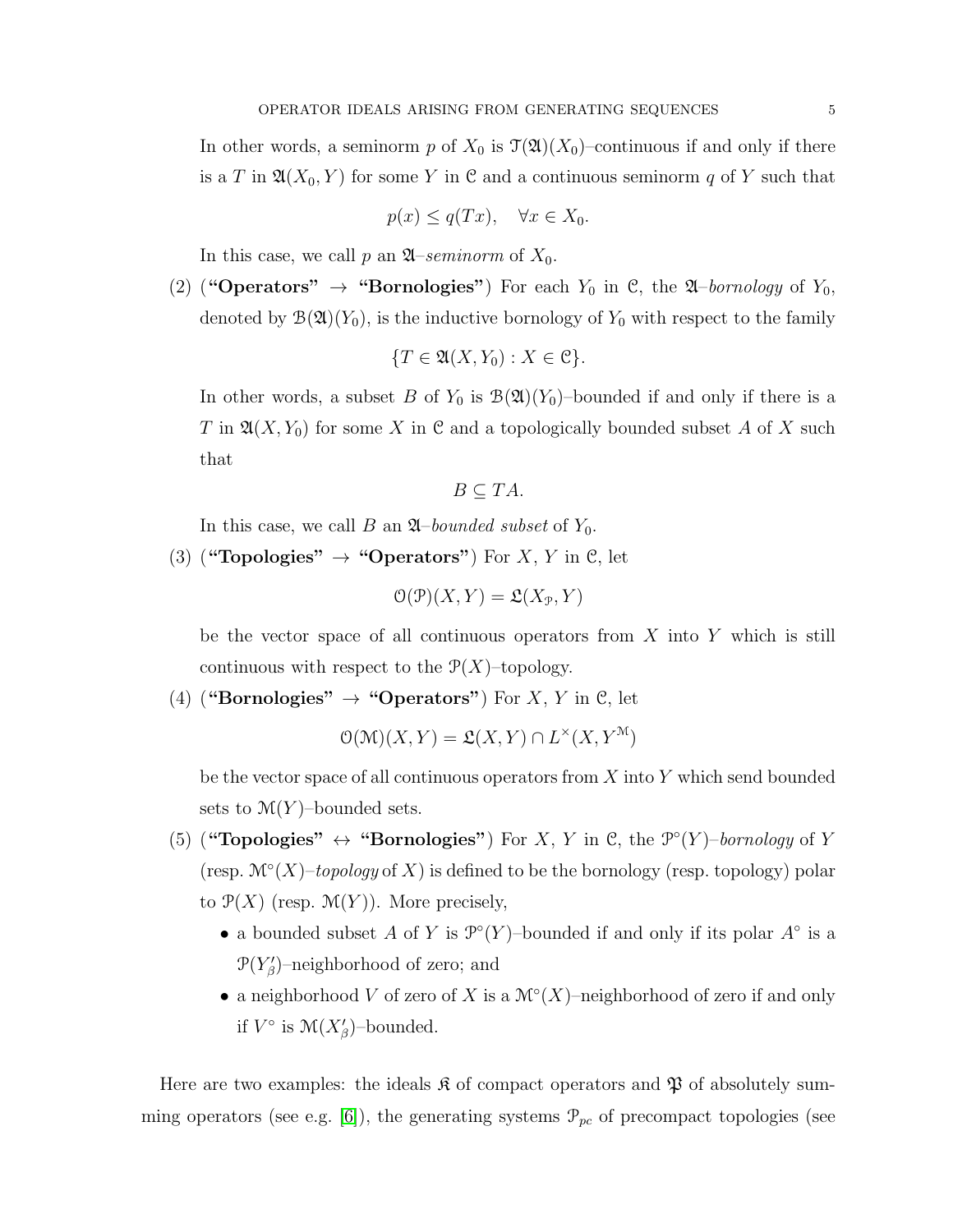In other words, a seminorm $p$ of $X_0$ is $\mathcal{T}(\mathfrak{A})(X_0)$–continuous if and only if there is a $T$ in $\mathfrak{A}(X_0, Y)$ for some $Y$ in $\mathcal{C}$ and a continuous seminorm $q$ of $Y$ such that

$$p(x) \leq q(Tx), \quad \forall x \in X_0.$$

In this case, we call $p$ an $\mathfrak{A}$–*seminorm* of $X_0$.

(2) (**"Operators" → "Bornologies"**) For each $Y_0$ in $\mathcal{C}$, the $\mathfrak{A}$–*bornology* of $Y_0$, denoted by $\mathcal{B}(\mathfrak{A})(Y_0)$, is the inductive bornology of $Y_0$ with respect to the family

$$\{T \in \mathfrak{A}(X, Y_0) : X \in \mathcal{C}\}.$$

In other words, a subset $B$ of $Y_0$ is $\mathcal{B}(\mathfrak{A})(Y_0)$–bounded if and only if there is a $T$ in $\mathfrak{A}(X, Y_0)$ for some $X$ in $\mathcal{C}$ and a topologically bounded subset $A$ of $X$ such that

$$B \subseteq TA.$$

In this case, we call $B$ an $\mathfrak{A}$–*bounded subset* of $Y_0$.

(3) (**"Topologies" → "Operators"**) For $X$, $Y$ in $\mathcal{C}$, let

$$\mathcal{O}(\mathcal{P})(X, Y) = \mathfrak{L}(X_{\mathcal{P}}, Y)$$

be the vector space of all continuous operators from $X$ into $Y$ which is still continuous with respect to the $\mathcal{P}(X)$–topology.

(4) (**"Bornologies" → "Operators"**) For $X$, $Y$ in $\mathcal{C}$, let

$$\mathcal{O}(\mathcal{M})(X, Y) = \mathfrak{L}(X, Y) \cap L^{\times}(X, Y^{\mathcal{M}})$$

be the vector space of all continuous operators from $X$ into $Y$ which send bounded sets to $\mathcal{M}(Y)$–bounded sets.

(5) (**"Topologies" ↔ "Bornologies"**) For $X$, $Y$ in $\mathcal{C}$, the $\mathcal{P}^{\circ}(Y)$–*bornology* of $Y$ (resp. $\mathcal{M}^{\circ}(X)$–*topology* of $X$) is defined to be the bornology (resp. topology) polar to $\mathcal{P}(X)$ (resp. $\mathcal{M}(Y)$). More precisely,

- a bounded subset $A$ of $Y$ is $\mathcal{P}^{\circ}(Y)$–bounded if and only if its polar $A^{\circ}$ is a $\mathcal{P}(Y'_{\beta})$–neighborhood of zero; and
- a neighborhood $V$ of zero of $X$ is a $\mathcal{M}^{\circ}(X)$–neighborhood of zero if and only if $V^{\circ}$ is $\mathcal{M}(X'_{\beta})$–bounded.

Here are two examples: the ideals $\mathfrak{K}$ of compact operators and $\mathfrak{P}$ of absolutely summing operators (see e.g. [6]), the generating systems $\mathcal{P}_{pc}$ of precompact topologies (see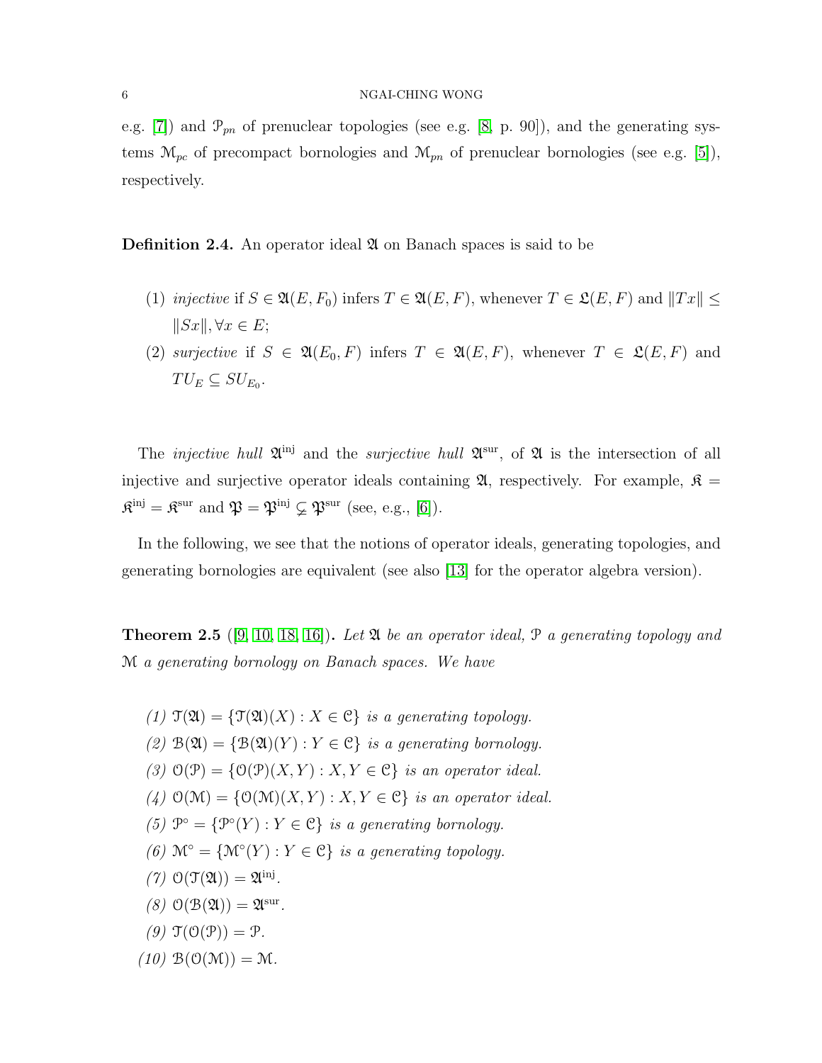e.g. [7]) and $\mathcal{P}_{pn}$ of prenuclear topologies (see e.g. [8, p. 90]), and the generating systems $\mathcal{M}_{pc}$ of precompact bornologies and $\mathcal{M}_{pn}$ of prenuclear bornologies (see e.g. [5]), respectively.

**Definition 2.4.** An operator ideal $\mathfrak{A}$ on Banach spaces is said to be

1. *injective* if $S \in \mathfrak{A}(E, F_0)$ infers $T \in \mathfrak{A}(E, F)$, whenever $T \in \mathfrak{L}(E, F)$ and $\|Tx\| \leq \|Sx\|, \forall x \in E$;
2. *surjective* if $S \in \mathfrak{A}(E_0, F)$ infers $T \in \mathfrak{A}(E, F)$, whenever $T \in \mathfrak{L}(E, F)$ and $TU_E \subseteq SU_{E_0}$.

The *injective hull* $\mathfrak{A}^{\text{inj}}$ and the *surjective hull* $\mathfrak{A}^{\text{sur}}$, of $\mathfrak{A}$ is the intersection of all injective and surjective operator ideals containing $\mathfrak{A}$, respectively. For example, $\mathfrak{K} = \mathfrak{K}^{\text{inj}} = \mathfrak{K}^{\text{sur}}$ and $\mathfrak{P} = \mathfrak{P}^{\text{inj}} \subsetneq \mathfrak{P}^{\text{sur}}$ (see, e.g., [6]).

In the following, we see that the notions of operator ideals, generating topologies, and generating bornologies are equivalent (see also [13] for the operator algebra version).

**Theorem 2.5** ([9, 10, 18, 16])**.** *Let $\mathfrak{A}$ be an operator ideal, $\mathcal{P}$ a generating topology and $\mathcal{M}$ a generating bornology on Banach spaces. We have*

1. $\mathcal{T}(\mathfrak{A}) = \{\mathcal{T}(\mathfrak{A})(X) : X \in \mathcal{C}\}$ *is a generating topology.*
2. $\mathcal{B}(\mathfrak{A}) = \{\mathcal{B}(\mathfrak{A})(Y) : Y \in \mathcal{C}\}$ *is a generating bornology.*
3. $\mathcal{O}(\mathcal{P}) = \{\mathcal{O}(\mathcal{P})(X, Y) : X, Y \in \mathcal{C}\}$ *is an operator ideal.*
4. $\mathcal{O}(\mathcal{M}) = \{\mathcal{O}(\mathcal{M})(X, Y) : X, Y \in \mathcal{C}\}$ *is an operator ideal.*
5. $\mathcal{P}^\circ = \{\mathcal{P}^\circ(Y) : Y \in \mathcal{C}\}$ *is a generating bornology.*
6. $\mathcal{M}^\circ = \{\mathcal{M}^\circ(Y) : Y \in \mathcal{C}\}$ *is a generating topology.*
7. $\mathcal{O}(\mathcal{T}(\mathfrak{A})) = \mathfrak{A}^{\text{inj}}$.
8. $\mathcal{O}(\mathcal{B}(\mathfrak{A})) = \mathfrak{A}^{\text{sur}}$.
9. $\mathcal{T}(\mathcal{O}(\mathcal{P})) = \mathcal{P}$.
10. $\mathcal{B}(\mathcal{O}(\mathcal{M})) = \mathcal{M}$.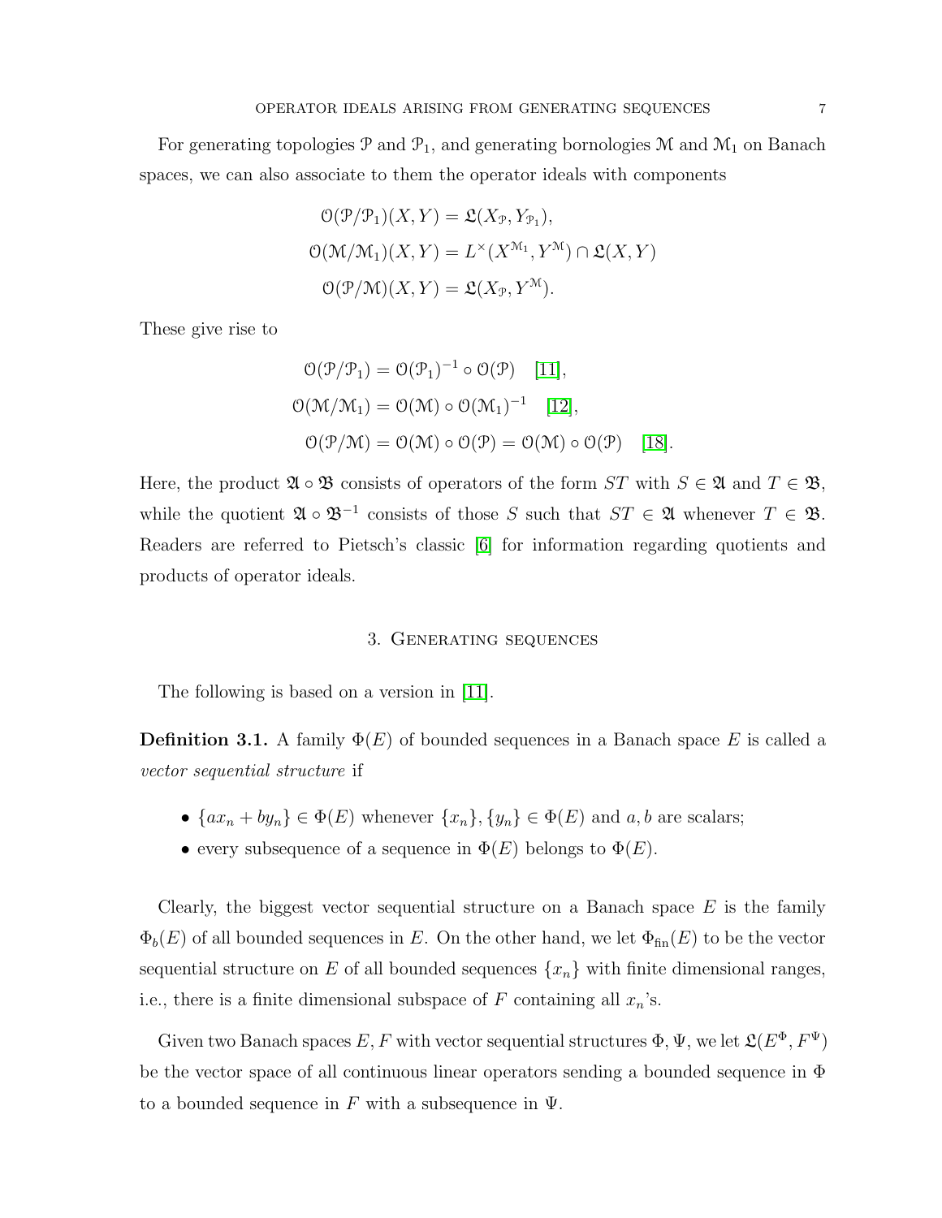For generating topologies $\mathcal{P}$ and $\mathcal{P}_1$, and generating bornologies $\mathcal{M}$ and $\mathcal{M}_1$ on Banach spaces, we can also associate to them the operator ideals with components

$$\begin{aligned}
\mathcal{O}(\mathcal{P}/\mathcal{P}_1)(X,Y) &= \mathfrak{L}(X_{\mathcal{P}}, Y_{\mathcal{P}_1}),\\
\mathcal{O}(\mathcal{M}/\mathcal{M}_1)(X,Y) &= L^{\times}(X^{\mathcal{M}_1}, Y^{\mathcal{M}}) \cap \mathfrak{L}(X,Y)\\
\mathcal{O}(\mathcal{P}/\mathcal{M})(X,Y) &= \mathfrak{L}(X_{\mathcal{P}}, Y^{\mathcal{M}}).
\end{aligned}$$

These give rise to

$$\begin{aligned}
\mathcal{O}(\mathcal{P}/\mathcal{P}_1) &= \mathcal{O}(\mathcal{P}_1)^{-1} \circ \mathcal{O}(\mathcal{P}) \quad [11],\\
\mathcal{O}(\mathcal{M}/\mathcal{M}_1) &= \mathcal{O}(\mathcal{M}) \circ \mathcal{O}(\mathcal{M}_1)^{-1} \quad [12],\\
\mathcal{O}(\mathcal{P}/\mathcal{M}) &= \mathcal{O}(\mathcal{M}) \circ \mathcal{O}(\mathcal{P}) = \mathcal{O}(\mathcal{M}) \circ \mathcal{O}(\mathcal{P}) \quad [18].
\end{aligned}$$

Here, the product $\mathfrak{A} \circ \mathfrak{B}$ consists of operators of the form $ST$ with $S \in \mathfrak{A}$ and $T \in \mathfrak{B}$, while the quotient $\mathfrak{A} \circ \mathfrak{B}^{-1}$ consists of those $S$ such that $ST \in \mathfrak{A}$ whenever $T \in \mathfrak{B}$. Readers are referred to Pietsch's classic [6] for information regarding quotients and products of operator ideals.

## 3. Generating sequences

The following is based on a version in [11].

**Definition 3.1.** A family $\Phi(E)$ of bounded sequences in a Banach space $E$ is called a *vector sequential structure* if

- $\{ax_n + by_n\} \in \Phi(E)$ whenever $\{x_n\}, \{y_n\} \in \Phi(E)$ and $a, b$ are scalars;
- every subsequence of a sequence in $\Phi(E)$ belongs to $\Phi(E)$.

Clearly, the biggest vector sequential structure on a Banach space $E$ is the family $\Phi_b(E)$ of all bounded sequences in $E$. On the other hand, we let $\Phi_{\text{fin}}(E)$ to be the vector sequential structure on $E$ of all bounded sequences $\{x_n\}$ with finite dimensional ranges, i.e., there is a finite dimensional subspace of $F$ containing all $x_n$'s.

Given two Banach spaces $E, F$ with vector sequential structures $\Phi, \Psi$, we let $\mathfrak{L}(E^{\Phi}, F^{\Psi})$ be the vector space of all continuous linear operators sending a bounded sequence in $\Phi$ to a bounded sequence in $F$ with a subsequence in $\Psi$.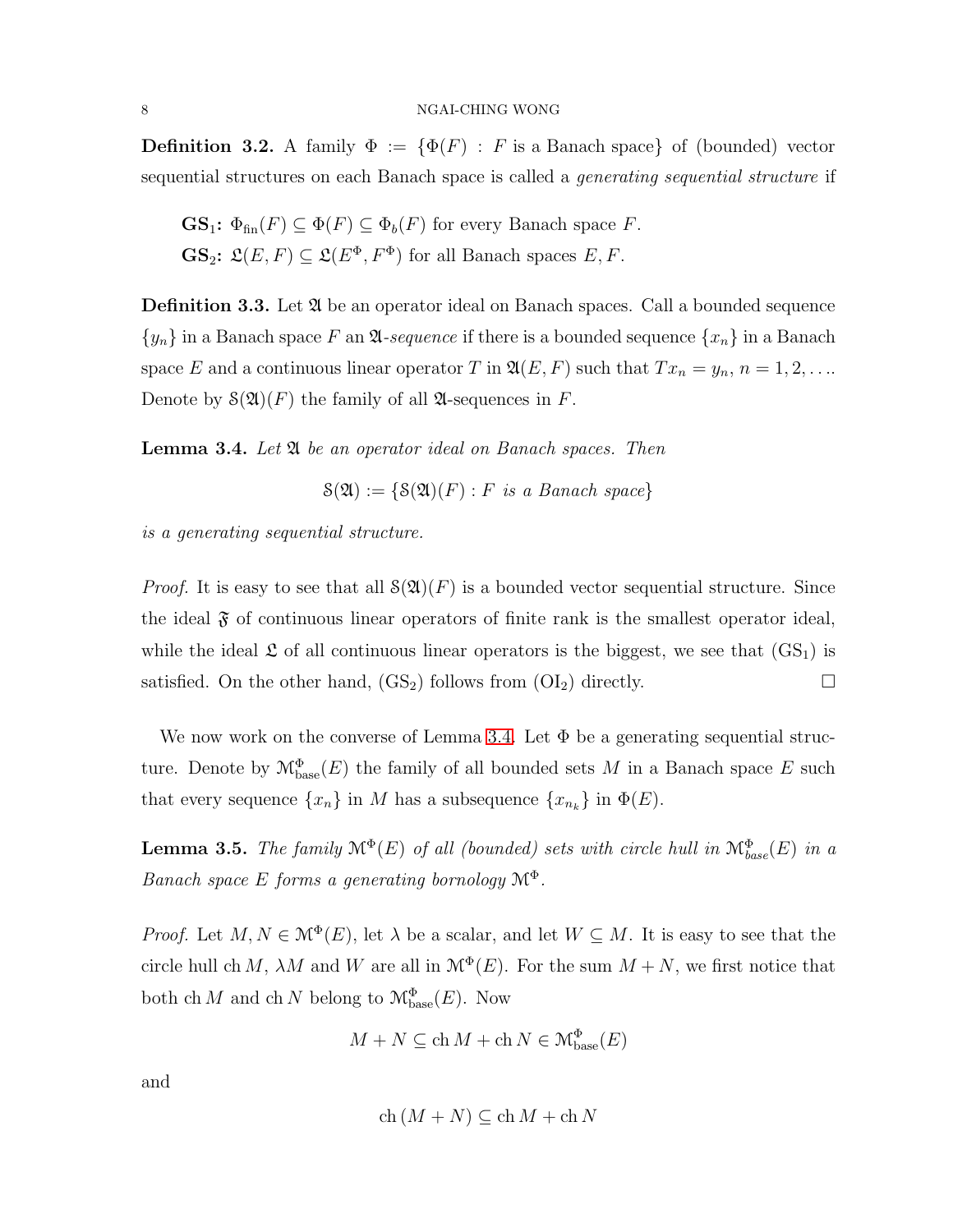**Definition 3.2.** A family $\Phi := \{\Phi(F) : F \text{ is a Banach space}\}$ of (bounded) vector sequential structures on each Banach space is called a *generating sequential structure* if

**GS$_1$:** $\Phi_{\text{fin}}(F) \subseteq \Phi(F) \subseteq \Phi_b(F)$ for every Banach space $F$.
**GS$_2$:** $\mathfrak{L}(E, F) \subseteq \mathfrak{L}(E^\Phi, F^\Phi)$ for all Banach spaces $E, F$.

**Definition 3.3.** Let $\mathfrak{A}$ be an operator ideal on Banach spaces. Call a bounded sequence $\{y_n\}$ in a Banach space $F$ an $\mathfrak{A}$*-sequence* if there is a bounded sequence $\{x_n\}$ in a Banach space $E$ and a continuous linear operator $T$ in $\mathfrak{A}(E, F)$ such that $Tx_n = y_n$, $n = 1, 2, \ldots$. Denote by $\mathcal{S}(\mathfrak{A})(F)$ the family of all $\mathfrak{A}$-sequences in $F$.

**Lemma 3.4.** *Let $\mathfrak{A}$ be an operator ideal on Banach spaces. Then*

$$\mathcal{S}(\mathfrak{A}) := \{\mathcal{S}(\mathfrak{A})(F) : F \text{ is a Banach space}\}$$

*is a generating sequential structure.*

*Proof.* It is easy to see that all $\mathcal{S}(\mathfrak{A})(F)$ is a bounded vector sequential structure. Since the ideal $\mathfrak{F}$ of continuous linear operators of finite rank is the smallest operator ideal, while the ideal $\mathfrak{L}$ of all continuous linear operators is the biggest, we see that (GS$_1$) is satisfied. On the other hand, (GS$_2$) follows from (OI$_2$) directly. $\square$

We now work on the converse of Lemma 3.4. Let $\Phi$ be a generating sequential structure. Denote by $\mathcal{M}^\Phi_{\text{base}}(E)$ the family of all bounded sets $M$ in a Banach space $E$ such that every sequence $\{x_n\}$ in $M$ has a subsequence $\{x_{n_k}\}$ in $\Phi(E)$.

**Lemma 3.5.** *The family $\mathcal{M}^\Phi(E)$ of all (bounded) sets with circle hull in $\mathcal{M}^\Phi_{base}(E)$ in a Banach space $E$ forms a generating bornology $\mathcal{M}^\Phi$.*

*Proof.* Let $M, N \in \mathcal{M}^\Phi(E)$, let $\lambda$ be a scalar, and let $W \subseteq M$. It is easy to see that the circle hull $\operatorname{ch} M$, $\lambda M$ and $W$ are all in $\mathcal{M}^\Phi(E)$. For the sum $M + N$, we first notice that both $\operatorname{ch} M$ and $\operatorname{ch} N$ belong to $\mathcal{M}^\Phi_{\text{base}}(E)$. Now

$$M + N \subseteq \operatorname{ch} M + \operatorname{ch} N \in \mathcal{M}^\Phi_{\text{base}}(E)$$

and

$$\operatorname{ch}(M + N) \subseteq \operatorname{ch} M + \operatorname{ch} N$$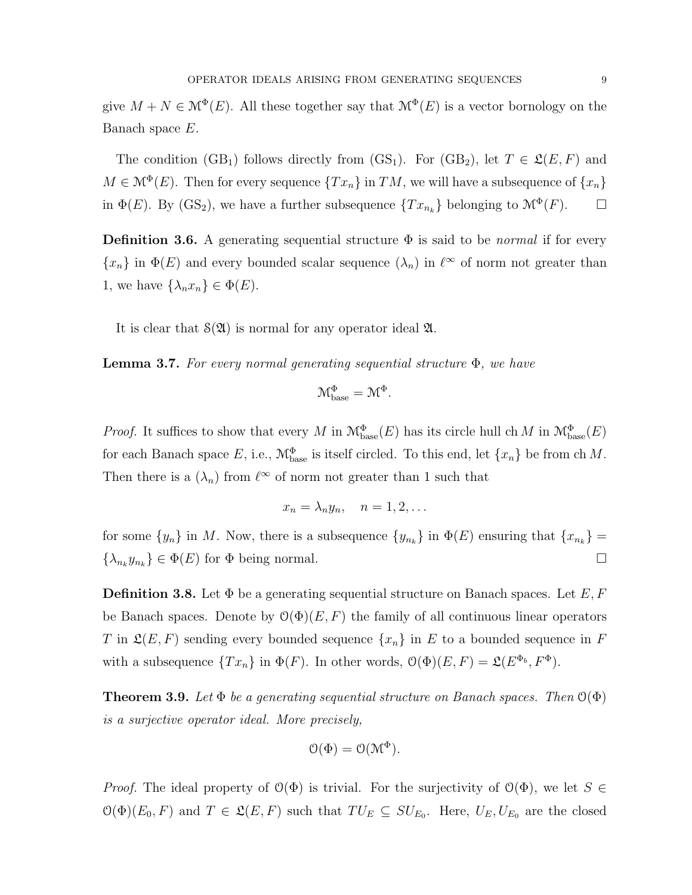give $M + N \in \mathcal{M}^{\Phi}(E)$. All these together say that $\mathcal{M}^{\Phi}(E)$ is a vector bornology on the Banach space $E$.

The condition (GB$_1$) follows directly from (GS$_1$). For (GB$_2$), let $T \in \mathfrak{L}(E, F)$ and $M \in \mathcal{M}^{\Phi}(E)$. Then for every sequence $\{Tx_n\}$ in $TM$, we will have a subsequence of $\{x_n\}$ in $\Phi(E)$. By (GS$_2$), we have a further subsequence $\{Tx_{n_k}\}$ belonging to $\mathcal{M}^{\Phi}(F)$. $\square$

**Definition 3.6.** A generating sequential structure $\Phi$ is said to be *normal* if for every $\{x_n\}$ in $\Phi(E)$ and every bounded scalar sequence $(\lambda_n)$ in $\ell^{\infty}$ of norm not greater than 1, we have $\{\lambda_n x_n\} \in \Phi(E)$.

It is clear that $\mathcal{S}(\mathfrak{A})$ is normal for any operator ideal $\mathfrak{A}$.

**Lemma 3.7.** *For every normal generating sequential structure $\Phi$, we have*

$$\mathcal{M}^{\Phi}_{\text{base}} = \mathcal{M}^{\Phi}.$$

*Proof.* It suffices to show that every $M$ in $\mathcal{M}^{\Phi}_{\text{base}}(E)$ has its circle hull $\operatorname{ch} M$ in $\mathcal{M}^{\Phi}_{\text{base}}(E)$ for each Banach space $E$, i.e., $\mathcal{M}^{\Phi}_{\text{base}}$ is itself circled. To this end, let $\{x_n\}$ be from $\operatorname{ch} M$. Then there is a $(\lambda_n)$ from $\ell^{\infty}$ of norm not greater than 1 such that

$$x_n = \lambda_n y_n, \quad n = 1, 2, \ldots$$

for some $\{y_n\}$ in $M$. Now, there is a subsequence $\{y_{n_k}\}$ in $\Phi(E)$ ensuring that $\{x_{n_k}\} = \{\lambda_{n_k} y_{n_k}\} \in \Phi(E)$ for $\Phi$ being normal. $\square$

**Definition 3.8.** Let $\Phi$ be a generating sequential structure on Banach spaces. Let $E, F$ be Banach spaces. Denote by $\mathcal{O}(\Phi)(E, F)$ the family of all continuous linear operators $T$ in $\mathfrak{L}(E, F)$ sending every bounded sequence $\{x_n\}$ in $E$ to a bounded sequence in $F$ with a subsequence $\{Tx_n\}$ in $\Phi(F)$. In other words, $\mathcal{O}(\Phi)(E, F) = \mathfrak{L}(E^{\Phi_b}, F^{\Phi})$.

**Theorem 3.9.** *Let $\Phi$ be a generating sequential structure on Banach spaces. Then $\mathcal{O}(\Phi)$ is a surjective operator ideal. More precisely,*

$$\mathcal{O}(\Phi) = \mathcal{O}(\mathcal{M}^{\Phi}).$$

*Proof.* The ideal property of $\mathcal{O}(\Phi)$ is trivial. For the surjectivity of $\mathcal{O}(\Phi)$, we let $S \in \mathcal{O}(\Phi)(E_0, F)$ and $T \in \mathfrak{L}(E, F)$ such that $TU_E \subseteq SU_{E_0}$. Here, $U_E, U_{E_0}$ are the closed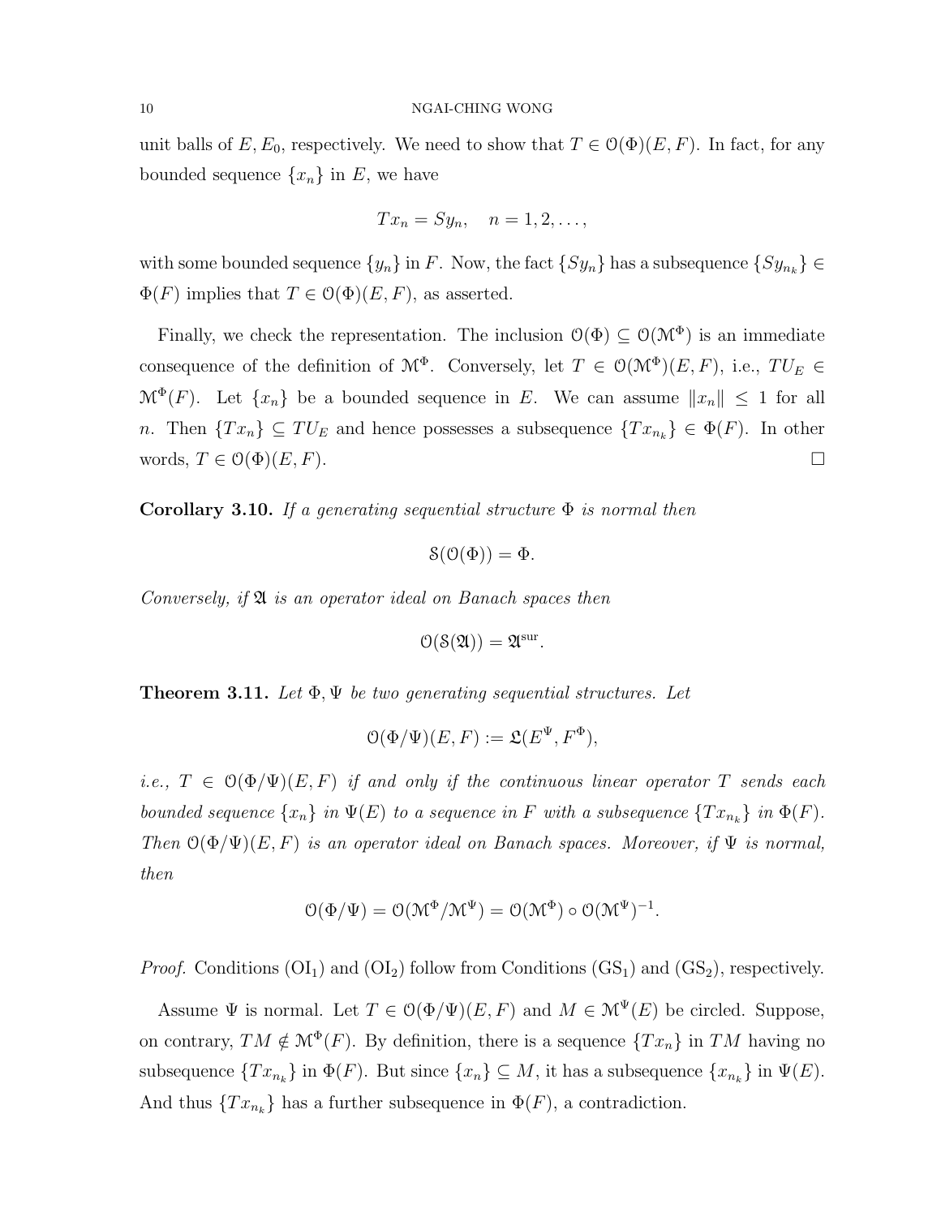unit balls of $E, E_0$, respectively. We need to show that $T \in \mathcal{O}(\Phi)(E, F)$. In fact, for any bounded sequence $\{x_n\}$ in $E$, we have

$$Tx_n = Sy_n, \quad n = 1, 2, \ldots,$$

with some bounded sequence $\{y_n\}$ in $F$. Now, the fact $\{Sy_n\}$ has a subsequence $\{Sy_{n_k}\} \in \Phi(F)$ implies that $T \in \mathcal{O}(\Phi)(E, F)$, as asserted.

Finally, we check the representation. The inclusion $\mathcal{O}(\Phi) \subseteq \mathcal{O}(\mathcal{M}^\Phi)$ is an immediate consequence of the definition of $\mathcal{M}^\Phi$. Conversely, let $T \in \mathcal{O}(\mathcal{M}^\Phi)(E, F)$, i.e., $TU_E \in \mathcal{M}^\Phi(F)$. Let $\{x_n\}$ be a bounded sequence in $E$. We can assume $\|x_n\| \leq 1$ for all $n$. Then $\{Tx_n\} \subseteq TU_E$ and hence possesses a subsequence $\{Tx_{n_k}\} \in \Phi(F)$. In other words, $T \in \mathcal{O}(\Phi)(E, F)$. □

**Corollary 3.10.** *If a generating sequential structure $\Phi$ is normal then*

$$\mathcal{S}(\mathcal{O}(\Phi)) = \Phi.$$

*Conversely, if $\mathfrak{A}$ is an operator ideal on Banach spaces then*

$$\mathcal{O}(\mathcal{S}(\mathfrak{A})) = \mathfrak{A}^{\text{sur}}.$$

**Theorem 3.11.** *Let $\Phi, \Psi$ be two generating sequential structures. Let*

$$\mathcal{O}(\Phi/\Psi)(E, F) := \mathfrak{L}(E^\Psi, F^\Phi),$$

*i.e., $T \in \mathcal{O}(\Phi/\Psi)(E, F)$ if and only if the continuous linear operator $T$ sends each bounded sequence $\{x_n\}$ in $\Psi(E)$ to a sequence in $F$ with a subsequence $\{Tx_{n_k}\}$ in $\Phi(F)$. Then $\mathcal{O}(\Phi/\Psi)(E, F)$ is an operator ideal on Banach spaces. Moreover, if $\Psi$ is normal, then*

$$\mathcal{O}(\Phi/\Psi) = \mathcal{O}(\mathcal{M}^\Phi/\mathcal{M}^\Psi) = \mathcal{O}(\mathcal{M}^\Phi) \circ \mathcal{O}(\mathcal{M}^\Psi)^{-1}.$$

*Proof.* Conditions ($\text{OI}_1$) and ($\text{OI}_2$) follow from Conditions ($\text{GS}_1$) and ($\text{GS}_2$), respectively.

Assume $\Psi$ is normal. Let $T \in \mathcal{O}(\Phi/\Psi)(E, F)$ and $M \in \mathcal{M}^\Psi(E)$ be circled. Suppose, on contrary, $TM \notin \mathcal{M}^\Phi(F)$. By definition, there is a sequence $\{Tx_n\}$ in $TM$ having no subsequence $\{Tx_{n_k}\}$ in $\Phi(F)$. But since $\{x_n\} \subseteq M$, it has a subsequence $\{x_{n_k}\}$ in $\Psi(E)$. And thus $\{Tx_{n_k}\}$ has a further subsequence in $\Phi(F)$, a contradiction.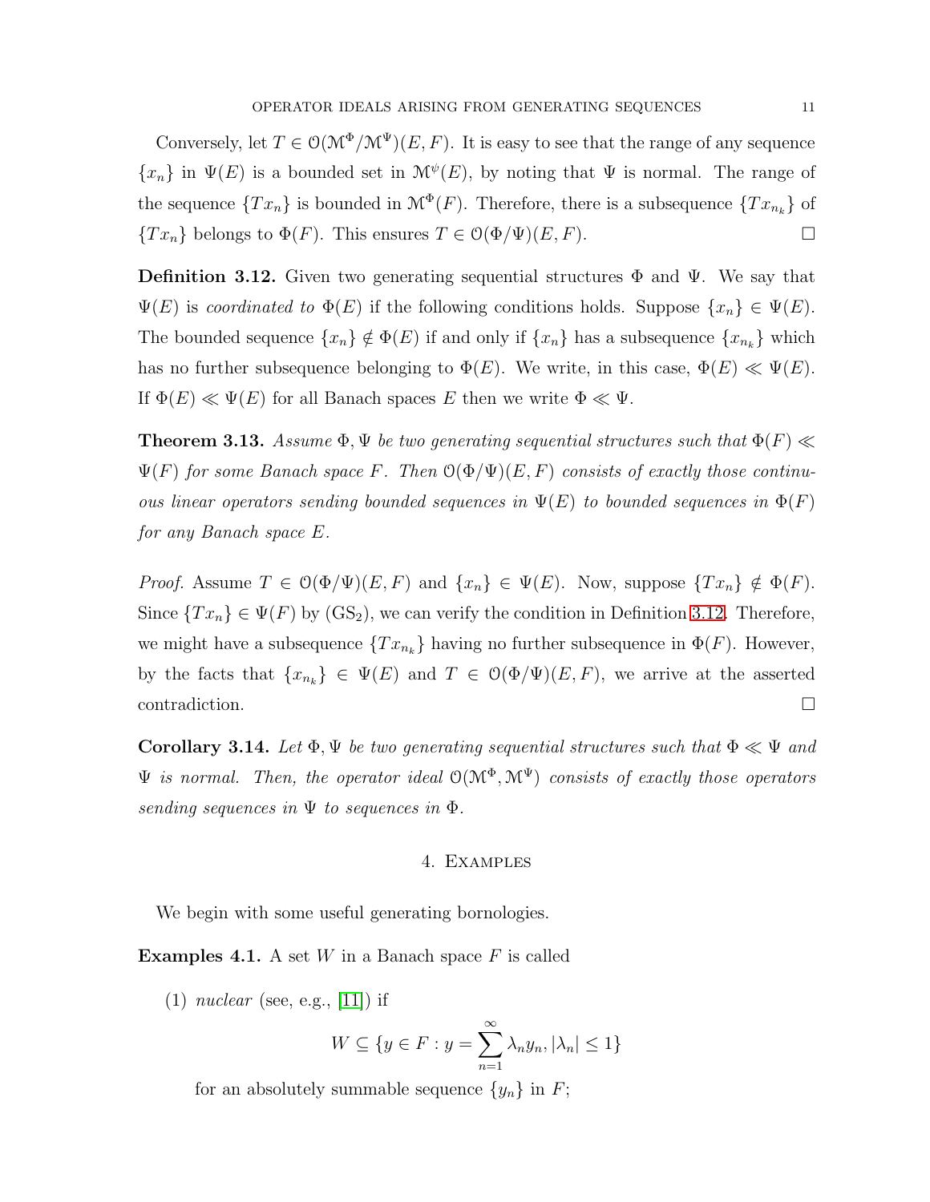Conversely, let $T \in \mathcal{O}(\mathcal{M}^\Phi/\mathcal{M}^\Psi)(E, F)$. It is easy to see that the range of any sequence $\{x_n\}$ in $\Psi(E)$ is a bounded set in $\mathcal{M}^\psi(E)$, by noting that $\Psi$ is normal. The range of the sequence $\{Tx_n\}$ is bounded in $\mathcal{M}^\Phi(F)$. Therefore, there is a subsequence $\{Tx_{n_k}\}$ of $\{Tx_n\}$ belongs to $\Phi(F)$. This ensures $T \in \mathcal{O}(\Phi/\Psi)(E, F)$. □

**Definition 3.12.** Given two generating sequential structures $\Phi$ and $\Psi$. We say that $\Psi(E)$ is *coordinated to* $\Phi(E)$ if the following conditions holds. Suppose $\{x_n\} \in \Psi(E)$. The bounded sequence $\{x_n\} \notin \Phi(E)$ if and only if $\{x_n\}$ has a subsequence $\{x_{n_k}\}$ which has no further subsequence belonging to $\Phi(E)$. We write, in this case, $\Phi(E) \ll \Psi(E)$. If $\Phi(E) \ll \Psi(E)$ for all Banach spaces $E$ then we write $\Phi \ll \Psi$.

**Theorem 3.13.** *Assume $\Phi, \Psi$ be two generating sequential structures such that $\Phi(F) \ll \Psi(F)$ for some Banach space $F$. Then $\mathcal{O}(\Phi/\Psi)(E, F)$ consists of exactly those continuous linear operators sending bounded sequences in $\Psi(E)$ to bounded sequences in $\Phi(F)$ for any Banach space $E$.*

*Proof.* Assume $T \in \mathcal{O}(\Phi/\Psi)(E, F)$ and $\{x_n\} \in \Psi(E)$. Now, suppose $\{Tx_n\} \notin \Phi(F)$. Since $\{Tx_n\} \in \Psi(F)$ by ($\text{GS}_2$), we can verify the condition in Definition 3.12. Therefore, we might have a subsequence $\{Tx_{n_k}\}$ having no further subsequence in $\Phi(F)$. However, by the facts that $\{x_{n_k}\} \in \Psi(E)$ and $T \in \mathcal{O}(\Phi/\Psi)(E, F)$, we arrive at the asserted contradiction. □

**Corollary 3.14.** *Let $\Phi, \Psi$ be two generating sequential structures such that $\Phi \ll \Psi$ and $\Psi$ is normal. Then, the operator ideal $\mathcal{O}(\mathcal{M}^\Phi, \mathcal{M}^\Psi)$ consists of exactly those operators sending sequences in $\Psi$ to sequences in $\Phi$.*

## 4. Examples

We begin with some useful generating bornologies.

**Examples 4.1.** A set $W$ in a Banach space $F$ is called

(1) *nuclear* (see, e.g., [11]) if

$$W \subseteq \{y \in F : y = \sum_{n=1}^{\infty} \lambda_n y_n, |\lambda_n| \leq 1\}$$

for an absolutely summable sequence $\{y_n\}$ in $F$;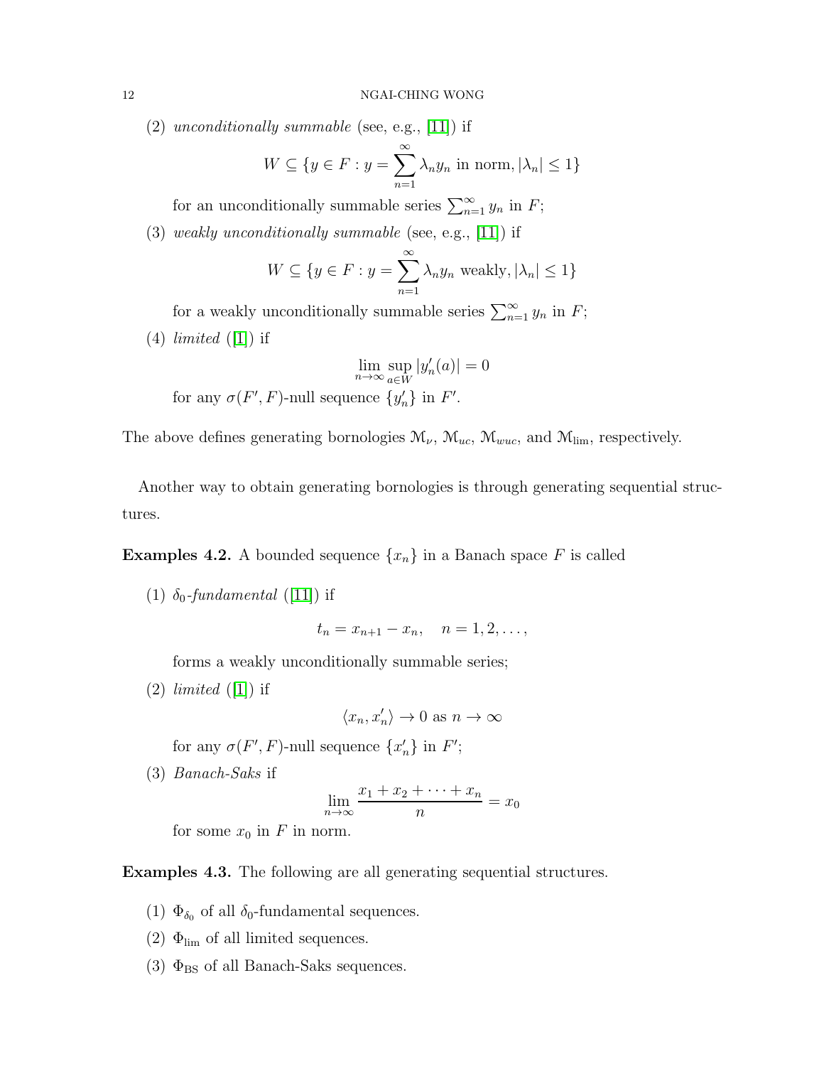(2) *unconditionally summable* (see, e.g., [11]) if

$$W \subseteq \{y \in F : y = \sum_{n=1}^{\infty} \lambda_n y_n \text{ in norm}, |\lambda_n| \leq 1\}$$

for an unconditionally summable series $\sum_{n=1}^{\infty} y_n$ in $F$;

(3) *weakly unconditionally summable* (see, e.g., [11]) if

$$W \subseteq \{y \in F : y = \sum_{n=1}^{\infty} \lambda_n y_n \text{ weakly}, |\lambda_n| \leq 1\}$$

for a weakly unconditionally summable series $\sum_{n=1}^{\infty} y_n$ in $F$;

(4) *limited* ([1]) if

$$\lim_{n\to\infty} \sup_{a\in W} |y'_n(a)| = 0$$

for any $\sigma(F', F)$-null sequence $\{y'_n\}$ in $F'$.

The above defines generating bornologies $\mathcal{M}_\nu$, $\mathcal{M}_{uc}$, $\mathcal{M}_{wuc}$, and $\mathcal{M}_{\lim}$, respectively.

Another way to obtain generating bornologies is through generating sequential structures.

**Examples 4.2.** A bounded sequence $\{x_n\}$ in a Banach space $F$ is called

(1) *$\delta_0$-fundamental* ([11]) if

$$t_n = x_{n+1} - x_n, \quad n = 1, 2, \ldots,$$

forms a weakly unconditionally summable series;

(2) *limited* ([1]) if

$$\langle x_n, x'_n \rangle \to 0 \text{ as } n \to \infty$$

for any $\sigma(F', F)$-null sequence $\{x'_n\}$ in $F'$;

(3) *Banach-Saks* if

$$\lim_{n\to\infty} \frac{x_1 + x_2 + \cdots + x_n}{n} = x_0$$

for some $x_0$ in $F$ in norm.

**Examples 4.3.** The following are all generating sequential structures.

(1) $\Phi_{\delta_0}$ of all $\delta_0$-fundamental sequences.
(2) $\Phi_{\lim}$ of all limited sequences.
(3) $\Phi_{\text{BS}}$ of all Banach-Saks sequences.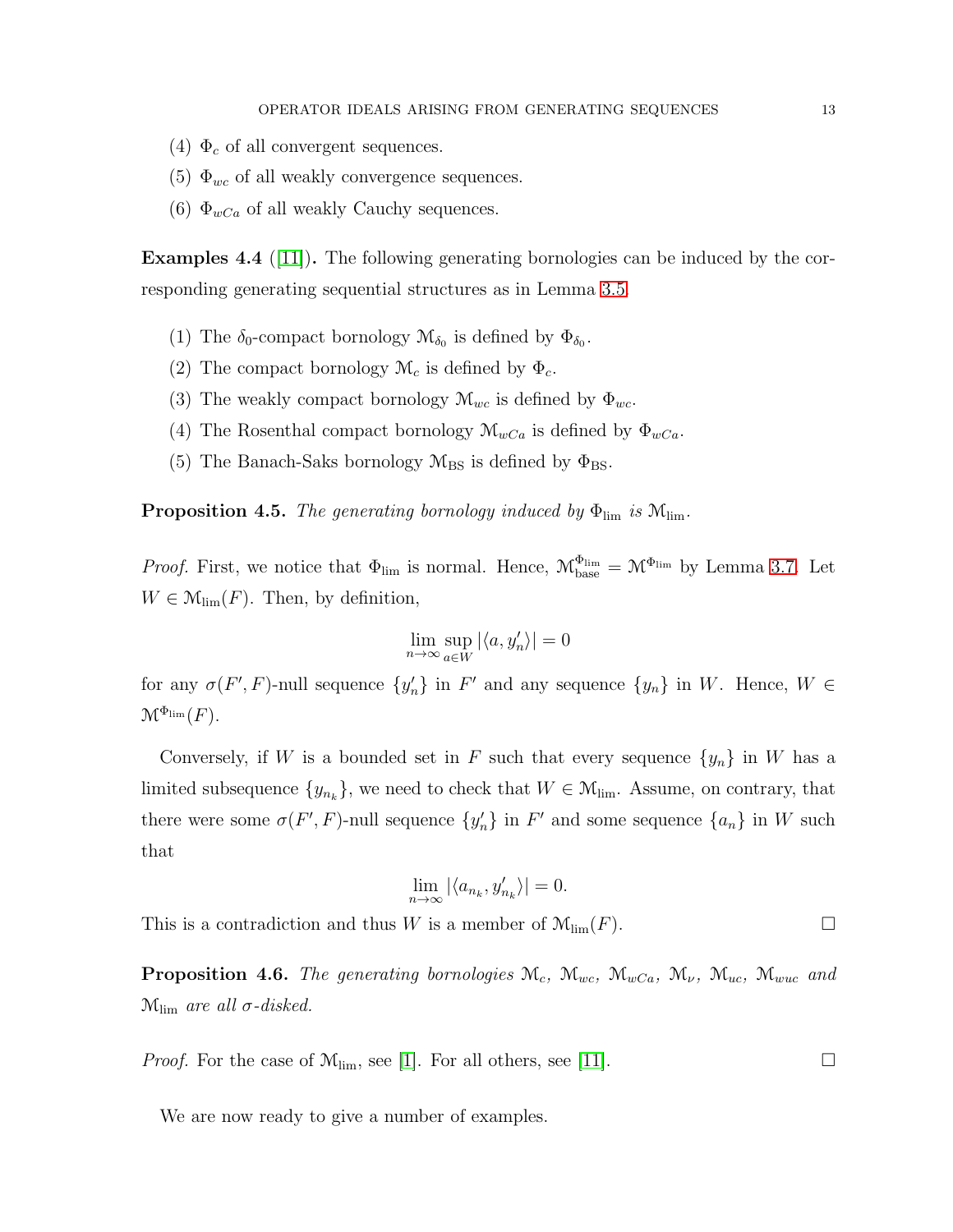(4) $\Phi_c$ of all convergent sequences.

(5) $\Phi_{wc}$ of all weakly convergence sequences.

(6) $\Phi_{wCa}$ of all weakly Cauchy sequences.

**Examples 4.4** ([11])**.** The following generating bornologies can be induced by the corresponding generating sequential structures as in Lemma 3.5.

(1) The $\delta_0$-compact bornology $\mathcal{M}_{\delta_0}$ is defined by $\Phi_{\delta_0}$.

(2) The compact bornology $\mathcal{M}_c$ is defined by $\Phi_c$.

(3) The weakly compact bornology $\mathcal{M}_{wc}$ is defined by $\Phi_{wc}$.

(4) The Rosenthal compact bornology $\mathcal{M}_{wCa}$ is defined by $\Phi_{wCa}$.

(5) The Banach-Saks bornology $\mathcal{M}_{\mathrm{BS}}$ is defined by $\Phi_{\mathrm{BS}}$.

**Proposition 4.5.** *The generating bornology induced by $\Phi_{\lim}$ is $\mathcal{M}_{\lim}$.*

*Proof.* First, we notice that $\Phi_{\lim}$ is normal. Hence, $\mathcal{M}^{\Phi_{\lim}}_{\mathrm{base}} = \mathcal{M}^{\Phi_{\lim}}$ by Lemma 3.7. Let $W \in \mathcal{M}_{\lim}(F)$. Then, by definition,

$$\lim_{n\to\infty} \sup_{a\in W} |\langle a, y'_n\rangle| = 0$$

for any $\sigma(F', F)$-null sequence $\{y'_n\}$ in $F'$ and any sequence $\{y_n\}$ in $W$. Hence, $W \in \mathcal{M}^{\Phi_{\lim}}(F)$.

Conversely, if $W$ is a bounded set in $F$ such that every sequence $\{y_n\}$ in $W$ has a limited subsequence $\{y_{n_k}\}$, we need to check that $W \in \mathcal{M}_{\lim}$. Assume, on contrary, that there were some $\sigma(F', F)$-null sequence $\{y'_n\}$ in $F'$ and some sequence $\{a_n\}$ in $W$ such that

$$\lim_{n\to\infty} |\langle a_{n_k}, y'_{n_k}\rangle| = 0.$$

This is a contradiction and thus $W$ is a member of $\mathcal{M}_{\lim}(F)$. □

**Proposition 4.6.** *The generating bornologies $\mathcal{M}_c$, $\mathcal{M}_{wc}$, $\mathcal{M}_{wCa}$, $\mathcal{M}_{\nu}$, $\mathcal{M}_{uc}$, $\mathcal{M}_{wuc}$ and $\mathcal{M}_{\lim}$ are all $\sigma$-disked.*

*Proof.* For the case of $\mathcal{M}_{\lim}$, see [1]. For all others, see [11]. □

We are now ready to give a number of examples.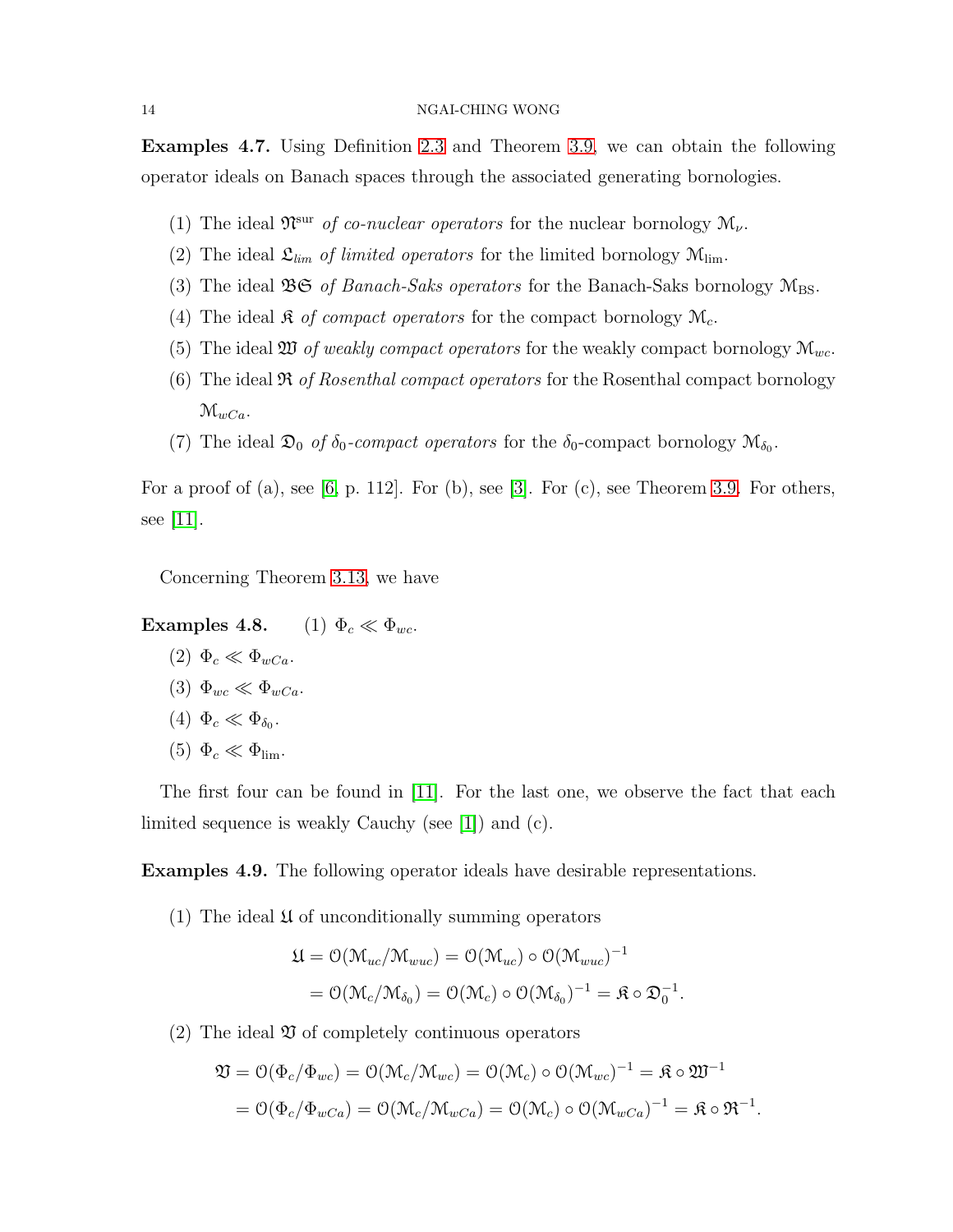**Examples 4.7.** Using Definition 2.3 and Theorem 3.9, we can obtain the following operator ideals on Banach spaces through the associated generating bornologies.

1. The ideal $\mathfrak{N}^{\text{sur}}$ *of co-nuclear operators* for the nuclear bornology $\mathcal{M}_\nu$.
2. The ideal $\mathfrak{L}_{lim}$ *of limited operators* for the limited bornology $\mathcal{M}_{\text{lim}}$.
3. The ideal $\mathfrak{BS}$ *of Banach-Saks operators* for the Banach-Saks bornology $\mathcal{M}_{\text{BS}}$.
4. The ideal $\mathfrak{K}$ *of compact operators* for the compact bornology $\mathcal{M}_c$.
5. The ideal $\mathfrak{W}$ *of weakly compact operators* for the weakly compact bornology $\mathcal{M}_{wc}$.
6. The ideal $\mathfrak{R}$ *of Rosenthal compact operators* for the Rosenthal compact bornology $\mathcal{M}_{wCa}$.
7. The ideal $\mathfrak{D}_0$ *of $\delta_0$-compact operators* for the $\delta_0$-compact bornology $\mathcal{M}_{\delta_0}$.

For a proof of (a), see [6, p. 112]. For (b), see [3]. For (c), see Theorem 3.9. For others, see [11].

Concerning Theorem 3.13, we have

**Examples 4.8.**
1. $\Phi_c \ll \Phi_{wc}$.
2. $\Phi_c \ll \Phi_{wCa}$.
3. $\Phi_{wc} \ll \Phi_{wCa}$.
4. $\Phi_c \ll \Phi_{\delta_0}$.
5. $\Phi_c \ll \Phi_{\text{lim}}$.

The first four can be found in [11]. For the last one, we observe the fact that each limited sequence is weakly Cauchy (see [1]) and (c).

**Examples 4.9.** The following operator ideals have desirable representations.

1. The ideal $\mathfrak{U}$ of unconditionally summing operators

$$\begin{aligned}\mathfrak{U} &= \mathcal{O}(\mathcal{M}_{uc}/\mathcal{M}_{wuc}) = \mathcal{O}(\mathcal{M}_{uc}) \circ \mathcal{O}(\mathcal{M}_{wuc})^{-1} \\ &= \mathcal{O}(\mathcal{M}_c/\mathcal{M}_{\delta_0}) = \mathcal{O}(\mathcal{M}_c) \circ \mathcal{O}(\mathcal{M}_{\delta_0})^{-1} = \mathfrak{K} \circ \mathfrak{D}_0^{-1}.\end{aligned}$$

2. The ideal $\mathfrak{V}$ of completely continuous operators

$$\begin{aligned}\mathfrak{V} &= \mathcal{O}(\Phi_c/\Phi_{wc}) = \mathcal{O}(\mathcal{M}_c/\mathcal{M}_{wc}) = \mathcal{O}(\mathcal{M}_c) \circ \mathcal{O}(\mathcal{M}_{wc})^{-1} = \mathfrak{K} \circ \mathfrak{W}^{-1} \\ &= \mathcal{O}(\Phi_c/\Phi_{wCa}) = \mathcal{O}(\mathcal{M}_c/\mathcal{M}_{wCa}) = \mathcal{O}(\mathcal{M}_c) \circ \mathcal{O}(\mathcal{M}_{wCa})^{-1} = \mathfrak{K} \circ \mathfrak{R}^{-1}.\end{aligned}$$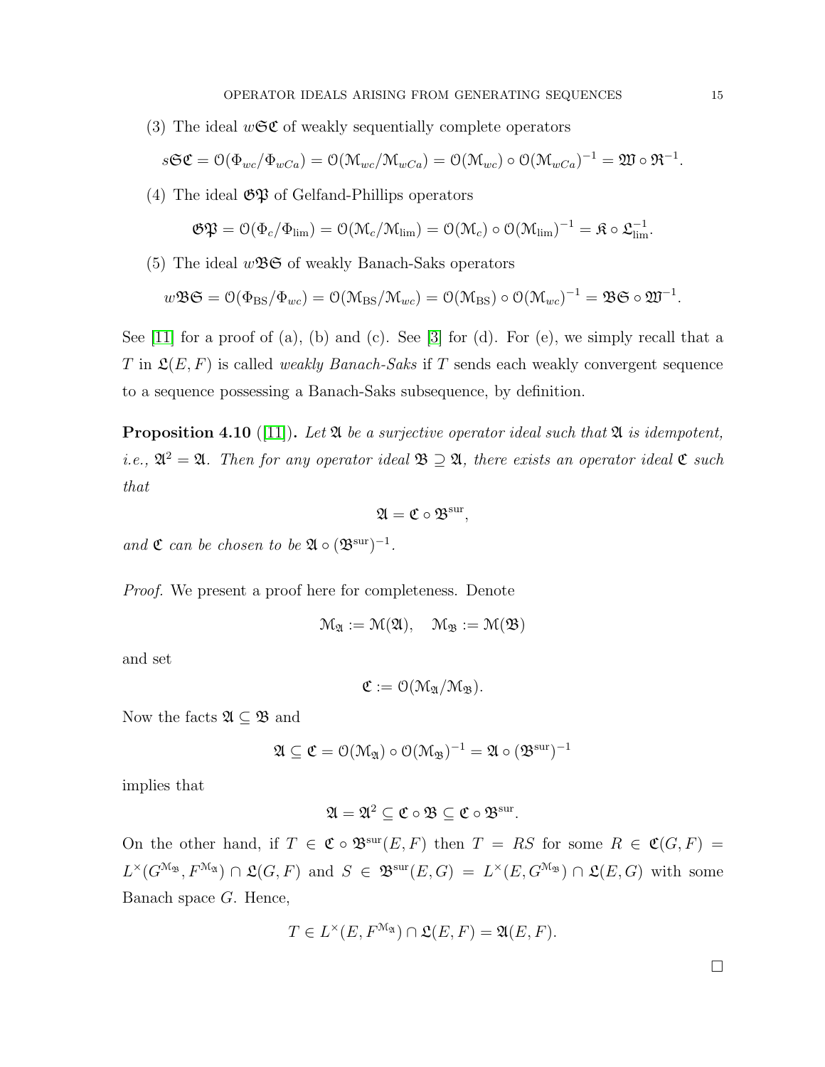(3) The ideal $w\mathfrak{SC}$ of weakly sequentially complete operators

$$s\mathfrak{SC} = \mathcal{O}(\Phi_{wc}/\Phi_{wCa}) = \mathcal{O}(\mathcal{M}_{wc}/\mathcal{M}_{wCa}) = \mathcal{O}(\mathcal{M}_{wc}) \circ \mathcal{O}(\mathcal{M}_{wCa})^{-1} = \mathfrak{W} \circ \mathfrak{R}^{-1}.$$

(4) The ideal $\mathfrak{GP}$ of Gelfand-Phillips operators

$$\mathfrak{GP} = \mathcal{O}(\Phi_c/\Phi_{\lim}) = \mathcal{O}(\mathcal{M}_c/\mathcal{M}_{\lim}) = \mathcal{O}(\mathcal{M}_c) \circ \mathcal{O}(\mathcal{M}_{\lim})^{-1} = \mathfrak{K} \circ \mathfrak{L}_{\lim}^{-1}.$$

(5) The ideal $w\mathfrak{BS}$ of weakly Banach-Saks operators

$$w\mathfrak{BS} = \mathcal{O}(\Phi_{\mathrm{BS}}/\Phi_{wc}) = \mathcal{O}(\mathcal{M}_{\mathrm{BS}}/\mathcal{M}_{wc}) = \mathcal{O}(\mathcal{M}_{\mathrm{BS}}) \circ \mathcal{O}(\mathcal{M}_{wc})^{-1} = \mathfrak{BS} \circ \mathfrak{W}^{-1}.$$

See [11] for a proof of (a), (b) and (c). See [3] for (d). For (e), we simply recall that a $T$ in $\mathfrak{L}(E, F)$ is called *weakly Banach-Saks* if $T$ sends each weakly convergent sequence to a sequence possessing a Banach-Saks subsequence, by definition.

**Proposition 4.10** ([11])**.** *Let $\mathfrak{A}$ be a surjective operator ideal such that $\mathfrak{A}$ is idempotent, i.e., $\mathfrak{A}^2 = \mathfrak{A}$. Then for any operator ideal $\mathfrak{B} \supseteq \mathfrak{A}$, there exists an operator ideal $\mathfrak{C}$ such that*

$$\mathfrak{A} = \mathfrak{C} \circ \mathfrak{B}^{\mathrm{sur}},$$

*and $\mathfrak{C}$ can be chosen to be $\mathfrak{A} \circ (\mathfrak{B}^{\mathrm{sur}})^{-1}$.*

*Proof.* We present a proof here for completeness. Denote

$$\mathcal{M}_{\mathfrak{A}} := \mathcal{M}(\mathfrak{A}), \quad \mathcal{M}_{\mathfrak{B}} := \mathcal{M}(\mathfrak{B})$$

and set

$$\mathfrak{C} := \mathcal{O}(\mathcal{M}_{\mathfrak{A}}/\mathcal{M}_{\mathfrak{B}}).$$

Now the facts $\mathfrak{A} \subseteq \mathfrak{B}$ and

$$\mathfrak{A} \subseteq \mathfrak{C} = \mathcal{O}(\mathcal{M}_{\mathfrak{A}}) \circ \mathcal{O}(\mathcal{M}_{\mathfrak{B}})^{-1} = \mathfrak{A} \circ (\mathfrak{B}^{\mathrm{sur}})^{-1}$$

implies that

$$\mathfrak{A} = \mathfrak{A}^2 \subseteq \mathfrak{C} \circ \mathfrak{B} \subseteq \mathfrak{C} \circ \mathfrak{B}^{\mathrm{sur}}.$$

On the other hand, if $T \in \mathfrak{C} \circ \mathfrak{B}^{\mathrm{sur}}(E, F)$ then $T = RS$ for some $R \in \mathfrak{C}(G, F) = L^{\times}(G^{\mathcal{M}_{\mathfrak{B}}}, F^{\mathcal{M}_{\mathfrak{A}}}) \cap \mathfrak{L}(G, F)$ and $S \in \mathfrak{B}^{\mathrm{sur}}(E, G) = L^{\times}(E, G^{\mathcal{M}_{\mathfrak{B}}}) \cap \mathfrak{L}(E, G)$ with some Banach space $G$. Hence,

$$T \in L^{\times}(E, F^{\mathcal{M}_{\mathfrak{A}}}) \cap \mathfrak{L}(E, F) = \mathfrak{A}(E, F).$$

$\square$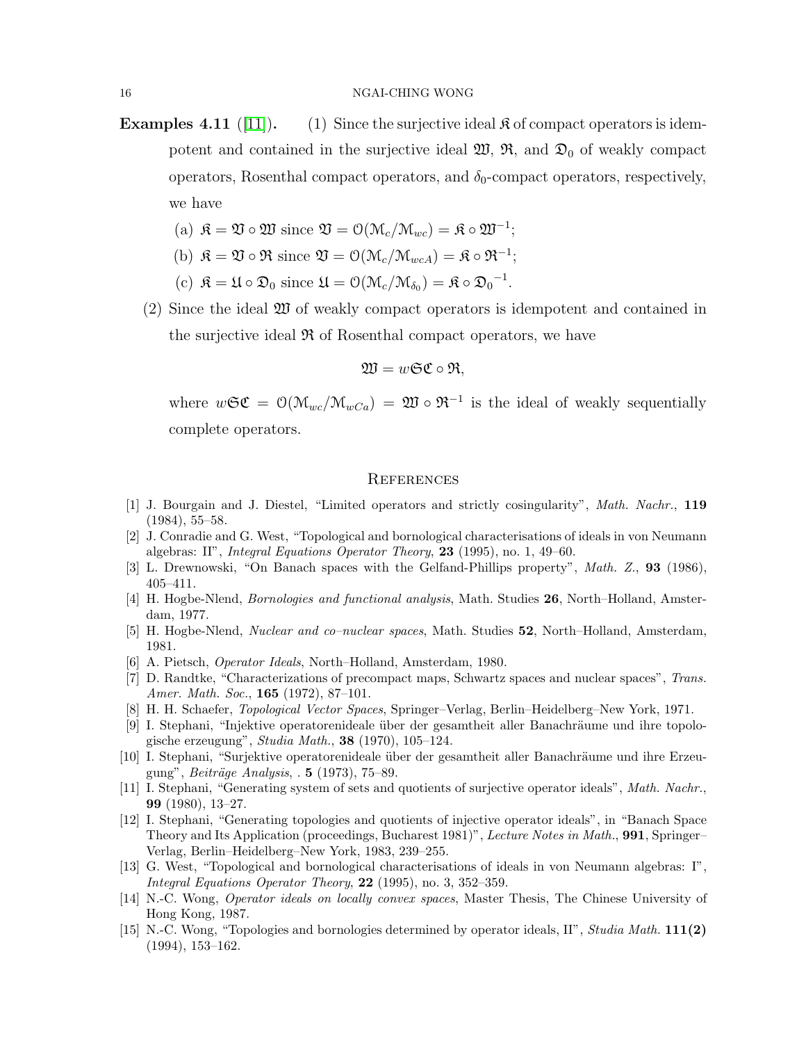**Examples 4.11** ([11]). (1) Since the surjective ideal $\mathfrak{K}$ of compact operators is idempotent and contained in the surjective ideal $\mathfrak{W}$, $\mathfrak{R}$, and $\mathfrak{D}_0$ of weakly compact operators, Rosenthal compact operators, and $\delta_0$-compact operators, respectively, we have

(a) $\mathfrak{K} = \mathfrak{V} \circ \mathfrak{W}$ since $\mathfrak{V} = \mathcal{O}(\mathcal{M}_c/\mathcal{M}_{wc}) = \mathfrak{K} \circ \mathfrak{W}^{-1}$;

(b) $\mathfrak{K} = \mathfrak{V} \circ \mathfrak{R}$ since $\mathfrak{V} = \mathcal{O}(\mathcal{M}_c/\mathcal{M}_{wcA}) = \mathfrak{K} \circ \mathfrak{R}^{-1}$;

(c) $\mathfrak{K} = \mathfrak{U} \circ \mathfrak{D}_0$ since $\mathfrak{U} = \mathcal{O}(\mathcal{M}_c/\mathcal{M}_{\delta_0}) = \mathfrak{K} \circ \mathfrak{D}_0{}^{-1}$.

(2) Since the ideal $\mathfrak{W}$ of weakly compact operators is idempotent and contained in the surjective ideal $\mathfrak{R}$ of Rosenthal compact operators, we have

$$\mathfrak{W} = w\mathfrak{SC} \circ \mathfrak{R},$$

where $w\mathfrak{SC} = \mathcal{O}(\mathcal{M}_{wc}/\mathcal{M}_{wCa}) = \mathfrak{W} \circ \mathfrak{R}^{-1}$ is the ideal of weakly sequentially complete operators.

## References

[1] J. Bourgain and J. Diestel, "Limited operators and strictly cosingularity", *Math. Nachr.*, **119** (1984), 55–58.

[2] J. Conradie and G. West, "Topological and bornological characterisations of ideals in von Neumann algebras: II", *Integral Equations Operator Theory*, **23** (1995), no. 1, 49–60.

[3] L. Drewnowski, "On Banach spaces with the Gelfand-Phillips property", *Math. Z.*, **93** (1986), 405–411.

[4] H. Hogbe-Nlend, *Bornologies and functional analysis*, Math. Studies **26**, North–Holland, Amsterdam, 1977.

[5] H. Hogbe-Nlend, *Nuclear and co–nuclear spaces*, Math. Studies **52**, North–Holland, Amsterdam, 1981.

[6] A. Pietsch, *Operator Ideals*, North–Holland, Amsterdam, 1980.

[7] D. Randtke, "Characterizations of precompact maps, Schwartz spaces and nuclear spaces", *Trans. Amer. Math. Soc.*, **165** (1972), 87–101.

[8] H. H. Schaefer, *Topological Vector Spaces*, Springer–Verlag, Berlin–Heidelberg–New York, 1971.

[9] I. Stephani, "Injektive operatorenideale über der gesamtheit aller Banachräume und ihre topologische erzeugung", *Studia Math.*, **38** (1970), 105–124.

[10] I. Stephani, "Surjektive operatorenideale über der gesamtheit aller Banachräume und ihre Erzeugung", *Beiträge Analysis*, . **5** (1973), 75–89.

[11] I. Stephani, "Generating system of sets and quotients of surjective operator ideals", *Math. Nachr.*, **99** (1980), 13–27.

[12] I. Stephani, "Generating topologies and quotients of injective operator ideals", in "Banach Space Theory and Its Application (proceedings, Bucharest 1981)", *Lecture Notes in Math.*, **991**, Springer–Verlag, Berlin–Heidelberg–New York, 1983, 239–255.

[13] G. West, "Topological and bornological characterisations of ideals in von Neumann algebras: I", *Integral Equations Operator Theory*, **22** (1995), no. 3, 352–359.

[14] N.-C. Wong, *Operator ideals on locally convex spaces*, Master Thesis, The Chinese University of Hong Kong, 1987.

[15] N.-C. Wong, "Topologies and bornologies determined by operator ideals, II", *Studia Math.* **111(2)** (1994), 153–162.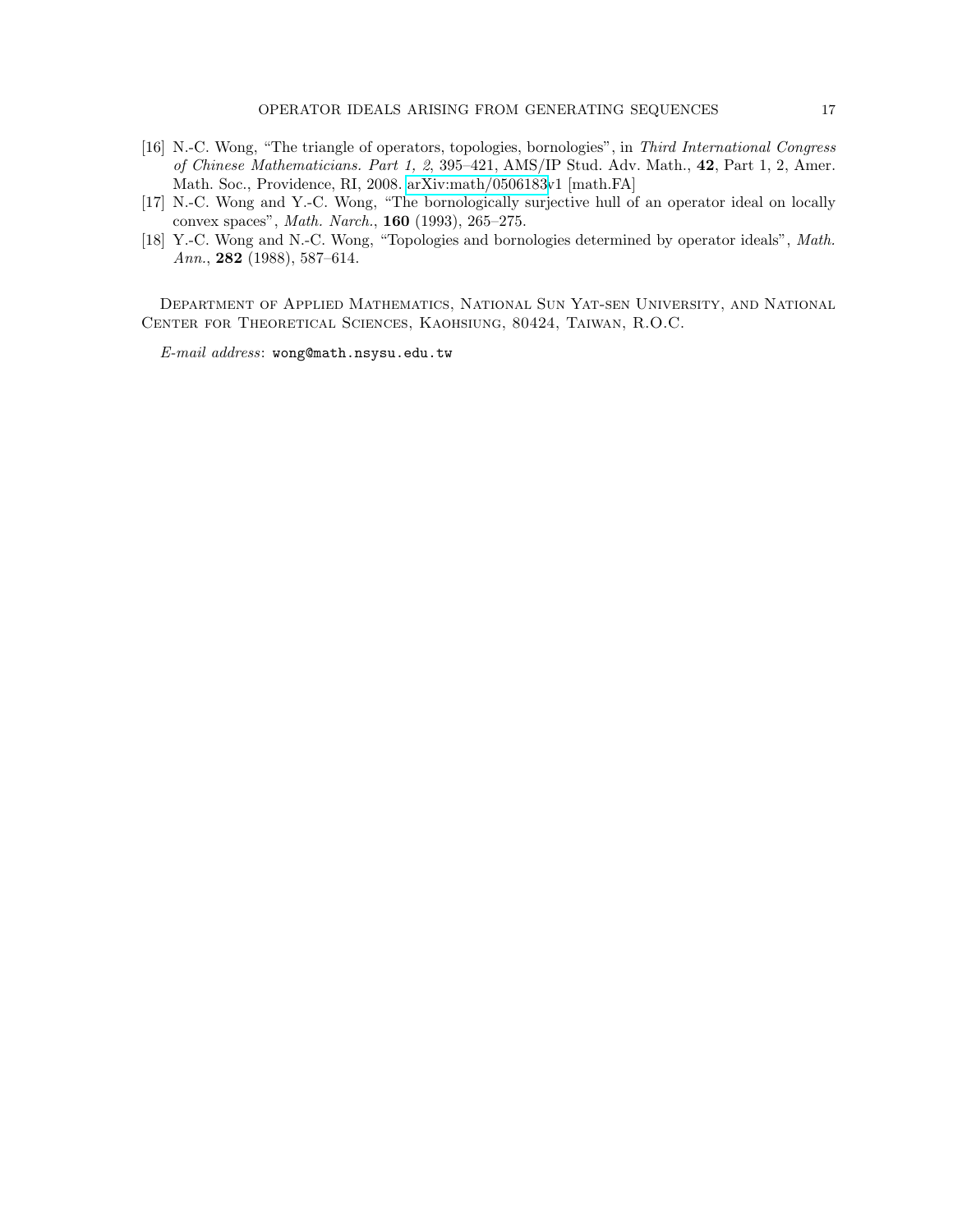[16] N.-C. Wong, "The triangle of operators, topologies, bornologies", in *Third International Congress of Chinese Mathematicians. Part 1, 2*, 395–421, AMS/IP Stud. Adv. Math., **42**, Part 1, 2, Amer. Math. Soc., Providence, RI, 2008. arXiv:math/0506183v1 [math.FA]

[17] N.-C. Wong and Y.-C. Wong, "The bornologically surjective hull of an operator ideal on locally convex spaces", *Math. Narch.*, **160** (1993), 265–275.

[18] Y.-C. Wong and N.-C. Wong, "Topologies and bornologies determined by operator ideals", *Math. Ann.*, **282** (1988), 587–614.

Department of Applied Mathematics, National Sun Yat-sen University, and National Center for Theoretical Sciences, Kaohsiung, 80424, Taiwan, R.O.C.

*E-mail address*: `wong@math.nsysu.edu.tw`